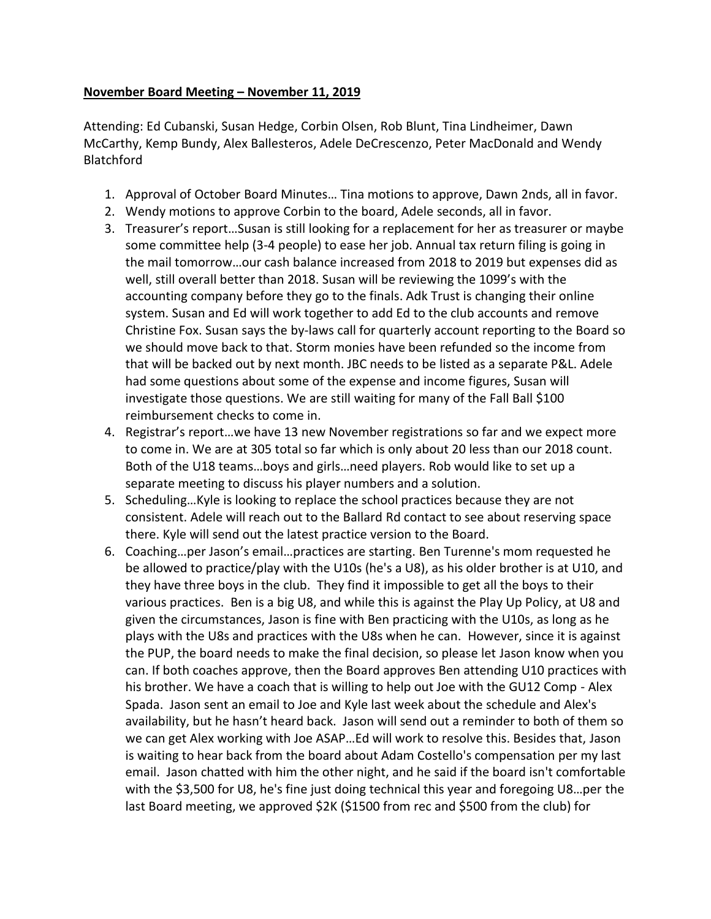**November Board Meeting – November 11, 2019**

Attending: Ed Cubanski, Susan Hedge, Corbin Olsen, Rob Blunt, Tina Lindheimer, Dawn McCarthy, Kemp Bundy, Alex Ballesteros, Adele DeCrescenzo, Peter MacDonald and Wendy Blatchford

1. Approval of October Board Minutes… Tina motions to approve, Dawn 2nds, all in favor.
2. Wendy motions to approve Corbin to the board, Adele seconds, all in favor.
3. Treasurer's report…Susan is still looking for a replacement for her as treasurer or maybe some committee help (3-4 people) to ease her job. Annual tax return filing is going in the mail tomorrow…our cash balance increased from 2018 to 2019 but expenses did as well, still overall better than 2018. Susan will be reviewing the 1099's with the accounting company before they go to the finals. Adk Trust is changing their online system. Susan and Ed will work together to add Ed to the club accounts and remove Christine Fox. Susan says the by-laws call for quarterly account reporting to the Board so we should move back to that. Storm monies have been refunded so the income from that will be backed out by next month. JBC needs to be listed as a separate P&L. Adele had some questions about some of the expense and income figures, Susan will investigate those questions. We are still waiting for many of the Fall Ball $100 reimbursement checks to come in.
4. Registrar's report…we have 13 new November registrations so far and we expect more to come in. We are at 305 total so far which is only about 20 less than our 2018 count. Both of the U18 teams…boys and girls…need players. Rob would like to set up a separate meeting to discuss his player numbers and a solution.
5. Scheduling…Kyle is looking to replace the school practices because they are not consistent. Adele will reach out to the Ballard Rd contact to see about reserving space there. Kyle will send out the latest practice version to the Board.
6. Coaching…per Jason's email…practices are starting. Ben Turenne's mom requested he be allowed to practice/play with the U10s (he's a U8), as his older brother is at U10, and they have three boys in the club. They find it impossible to get all the boys to their various practices. Ben is a big U8, and while this is against the Play Up Policy, at U8 and given the circumstances, Jason is fine with Ben practicing with the U10s, as long as he plays with the U8s and practices with the U8s when he can. However, since it is against the PUP, the board needs to make the final decision, so please let Jason know when you can. If both coaches approve, then the Board approves Ben attending U10 practices with his brother. We have a coach that is willing to help out Joe with the GU12 Comp - Alex Spada. Jason sent an email to Joe and Kyle last week about the schedule and Alex's availability, but he hasn't heard back. Jason will send out a reminder to both of them so we can get Alex working with Joe ASAP…Ed will work to resolve this. Besides that, Jason is waiting to hear back from the board about Adam Costello's compensation per my last email. Jason chatted with him the other night, and he said if the board isn't comfortable with the $3,500 for U8, he's fine just doing technical this year and foregoing U8…per the last Board meeting, we approved $2K ($1500 from rec and $500 from the club) for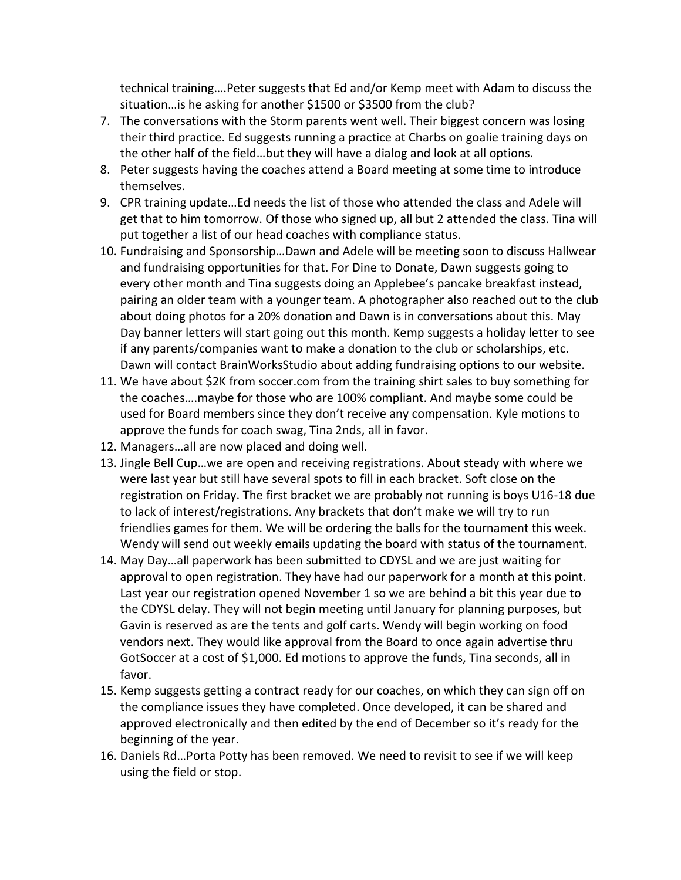technical training….Peter suggests that Ed and/or Kemp meet with Adam to discuss the situation…is he asking for another $1500 or $3500 from the club?

7. The conversations with the Storm parents went well. Their biggest concern was losing their third practice. Ed suggests running a practice at Charbs on goalie training days on the other half of the field…but they will have a dialog and look at all options.
8. Peter suggests having the coaches attend a Board meeting at some time to introduce themselves.
9. CPR training update…Ed needs the list of those who attended the class and Adele will get that to him tomorrow. Of those who signed up, all but 2 attended the class. Tina will put together a list of our head coaches with compliance status.
10. Fundraising and Sponsorship…Dawn and Adele will be meeting soon to discuss Hallwear and fundraising opportunities for that. For Dine to Donate, Dawn suggests going to every other month and Tina suggests doing an Applebee's pancake breakfast instead, pairing an older team with a younger team. A photographer also reached out to the club about doing photos for a 20% donation and Dawn is in conversations about this. May Day banner letters will start going out this month. Kemp suggests a holiday letter to see if any parents/companies want to make a donation to the club or scholarships, etc. Dawn will contact BrainWorksStudio about adding fundraising options to our website.
11. We have about $2K from soccer.com from the training shirt sales to buy something for the coaches….maybe for those who are 100% compliant. And maybe some could be used for Board members since they don't receive any compensation. Kyle motions to approve the funds for coach swag, Tina 2nds, all in favor.
12. Managers…all are now placed and doing well.
13. Jingle Bell Cup…we are open and receiving registrations. About steady with where we were last year but still have several spots to fill in each bracket. Soft close on the registration on Friday. The first bracket we are probably not running is boys U16-18 due to lack of interest/registrations. Any brackets that don't make we will try to run friendlies games for them. We will be ordering the balls for the tournament this week. Wendy will send out weekly emails updating the board with status of the tournament.
14. May Day…all paperwork has been submitted to CDYSL and we are just waiting for approval to open registration. They have had our paperwork for a month at this point. Last year our registration opened November 1 so we are behind a bit this year due to the CDYSL delay. They will not begin meeting until January for planning purposes, but Gavin is reserved as are the tents and golf carts. Wendy will begin working on food vendors next. They would like approval from the Board to once again advertise thru GotSoccer at a cost of $1,000. Ed motions to approve the funds, Tina seconds, all in favor.
15. Kemp suggests getting a contract ready for our coaches, on which they can sign off on the compliance issues they have completed. Once developed, it can be shared and approved electronically and then edited by the end of December so it's ready for the beginning of the year.
16. Daniels Rd…Porta Potty has been removed. We need to revisit to see if we will keep using the field or stop.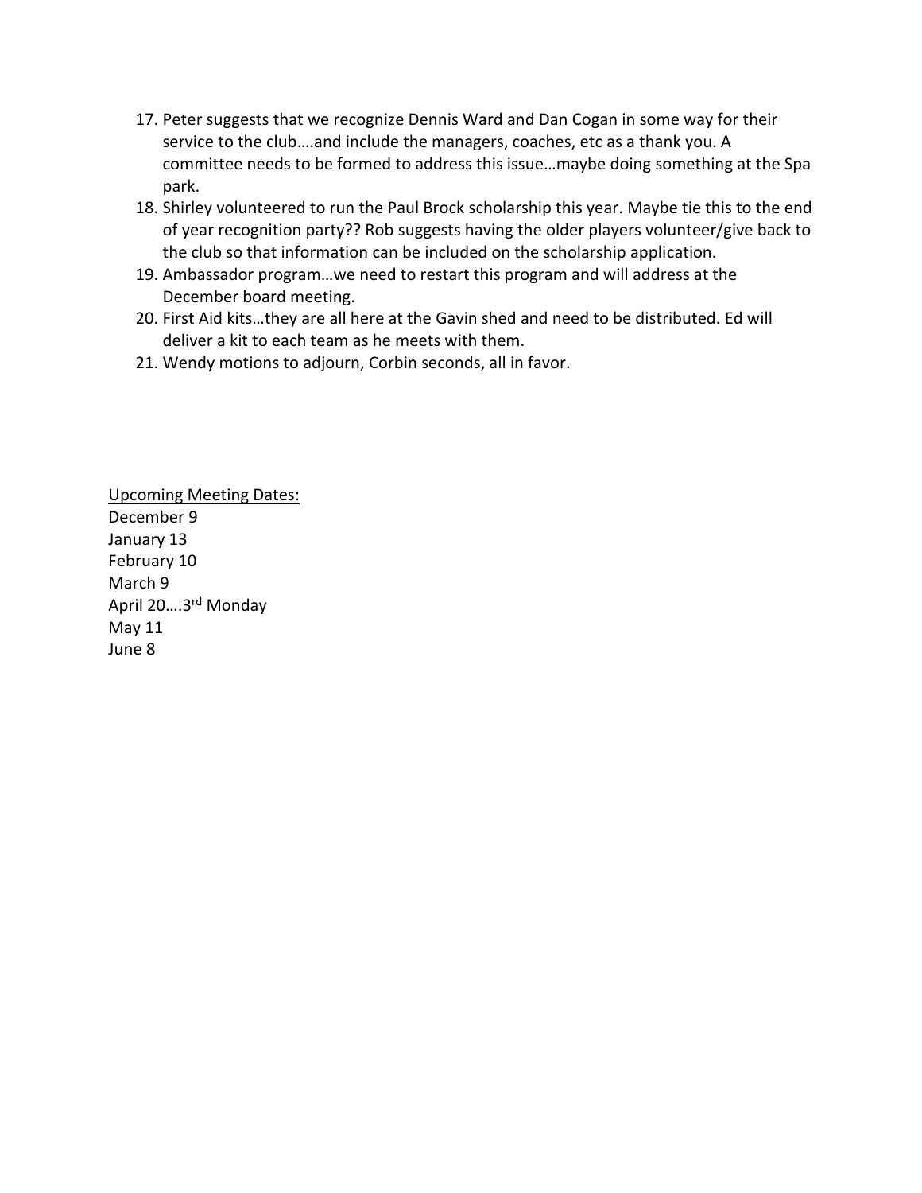17. Peter suggests that we recognize Dennis Ward and Dan Cogan in some way for their service to the club….and include the managers, coaches, etc as a thank you. A committee needs to be formed to address this issue…maybe doing something at the Spa park.
18. Shirley volunteered to run the Paul Brock scholarship this year. Maybe tie this to the end of year recognition party?? Rob suggests having the older players volunteer/give back to the club so that information can be included on the scholarship application.
19. Ambassador program…we need to restart this program and will address at the December board meeting.
20. First Aid kits…they are all here at the Gavin shed and need to be distributed. Ed will deliver a kit to each team as he meets with them.
21. Wendy motions to adjourn, Corbin seconds, all in favor.

<u>Upcoming Meeting Dates:</u>

December 9
January 13
February 10
March 9
April 20….3rd Monday
May 11
June 8